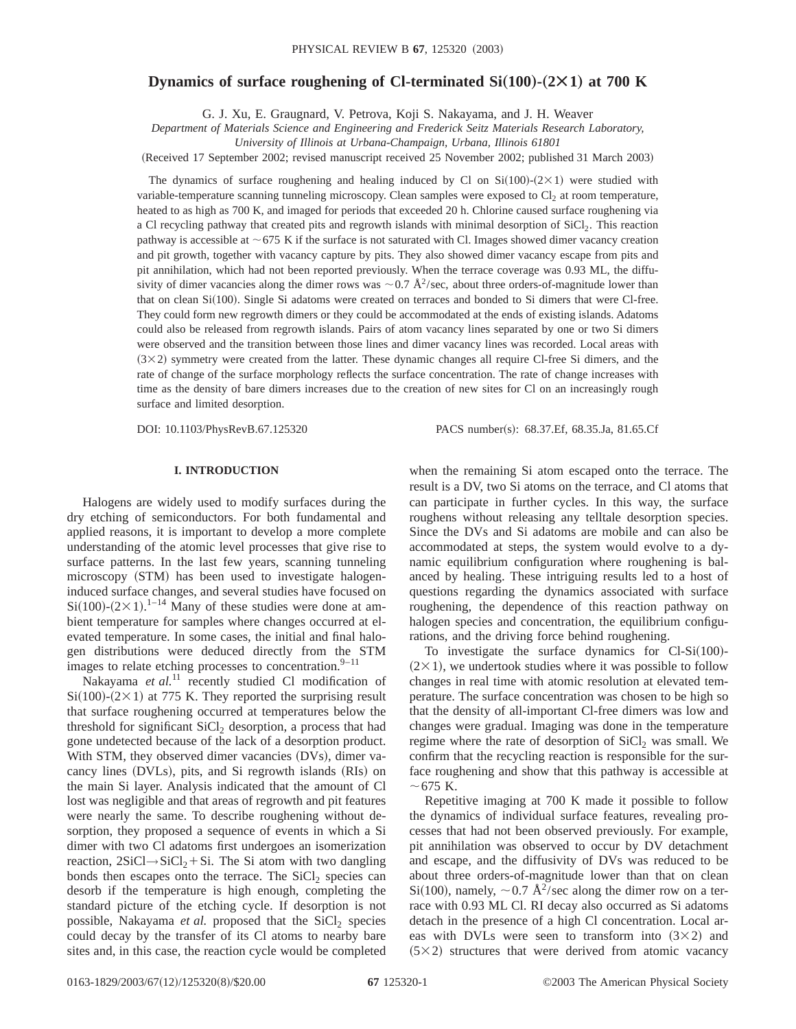# Dynamics of surface roughening of Cl-terminated Si(100)-(2×1) at 700 K

G. J. Xu, E. Graugnard, V. Petrova, Koji S. Nakayama, and J. H. Weaver

*Department of Materials Science and Engineering and Frederick Seitz Materials Research Laboratory, University of Illinois at Urbana-Champaign, Urbana, Illinois 61801*

(Received 17 September 2002; revised manuscript received 25 November 2002; published 31 March 2003)

The dynamics of surface roughening and healing induced by Cl on Si(100)-(2×1) were studied with variable-temperature scanning tunneling microscopy. Clean samples were exposed to $Cl_2$ at room temperature, heated to as high as 700 K, and imaged for periods that exceeded 20 h. Chlorine caused surface roughening via a Cl recycling pathway that created pits and regrowth islands with minimal desorption of $SiCl_2$. This reaction pathway is accessible at ~675 K if the surface is not saturated with Cl. Images showed dimer vacancy creation and pit growth, together with vacancy capture by pits. They also showed dimer vacancy escape from pits and pit annihilation, which had not been reported previously. When the terrace coverage was 0.93 ML, the diffusivity of dimer vacancies along the dimer rows was ~0.7 Å$^2$/sec, about three orders-of-magnitude lower than that on clean Si(100). Single Si adatoms were created on terraces and bonded to Si dimers that were Cl-free. They could form new regrowth dimers or they could be accommodated at the ends of existing islands. Adatoms could also be released from regrowth islands. Pairs of atom vacancy lines separated by one or two Si dimers were observed and the transition between those lines and dimer vacancy lines was recorded. Local areas with (3×2) symmetry were created from the latter. These dynamic changes all require Cl-free Si dimers, and the rate of change of the surface morphology reflects the surface concentration. The rate of change increases with time as the density of bare dimers increases due to the creation of new sites for Cl on an increasingly rough surface and limited desorption.

DOI: 10.1103/PhysRevB.67.125320 PACS number(s): 68.37.Ef, 68.35.Ja, 81.65.Cf

## I. INTRODUCTION

Halogens are widely used to modify surfaces during the dry etching of semiconductors. For both fundamental and applied reasons, it is important to develop a more complete understanding of the atomic level processes that give rise to surface patterns. In the last few years, scanning tunneling microscopy (STM) has been used to investigate halogen-induced surface changes, and several studies have focused on Si(100)-(2×1).[1–14] Many of these studies were done at ambient temperature for samples where changes occurred at elevated temperature. In some cases, the initial and final halogen distributions were deduced directly from the STM images to relate etching processes to concentration.[9–11]

Nakayama *et al.*[11] recently studied Cl modification of Si(100)-(2×1) at 775 K. They reported the surprising result that surface roughening occurred at temperatures below the threshold for significant $SiCl_2$ desorption, a process that had gone undetected because of the lack of a desorption product. With STM, they observed dimer vacancies (DVs), dimer vacancy lines (DVLs), pits, and Si regrowth islands (RIs) on the main Si layer. Analysis indicated that the amount of Cl lost was negligible and that areas of regrowth and pit features were nearly the same. To describe roughening without desorption, they proposed a sequence of events in which a Si dimer with two Cl adatoms first undergoes an isomerization reaction, $2SiCl \rightarrow SiCl_2 + Si$. The Si atom with two dangling bonds then escapes onto the terrace. The $SiCl_2$ species can desorb if the temperature is high enough, completing the standard picture of the etching cycle. If desorption is not possible, Nakayama *et al.* proposed that the $SiCl_2$ species could decay by the transfer of its Cl atoms to nearby bare sites and, in this case, the reaction cycle would be completed when the remaining Si atom escaped onto the terrace. The result is a DV, two Si atoms on the terrace, and Cl atoms that can participate in further cycles. In this way, the surface roughens without releasing any telltale desorption species. Since the DVs and Si adatoms are mobile and can also be accommodated at steps, the system would evolve to a dynamic equilibrium configuration where roughening is balanced by healing. These intriguing results led to a host of questions regarding the dynamics associated with surface roughening, the dependence of this reaction pathway on halogen species and concentration, the equilibrium configurations, and the driving force behind roughening.

To investigate the surface dynamics for Cl-Si(100)-(2×1), we undertook studies where it was possible to follow changes in real time with atomic resolution at elevated temperature. The surface concentration was chosen to be high so that the density of all-important Cl-free dimers was low and changes were gradual. Imaging was done in the temperature regime where the rate of desorption of $SiCl_2$ was small. We confirm that the recycling reaction is responsible for the surface roughening and show that this pathway is accessible at ~675 K.

Repetitive imaging at 700 K made it possible to follow the dynamics of individual surface features, revealing processes that had not been observed previously. For example, pit annihilation was observed to occur by DV detachment and escape, and the diffusivity of DVs was reduced to be about three orders-of-magnitude lower than that on clean Si(100), namely, ~0.7 Å$^2$/sec along the dimer row on a terrace with 0.93 ML Cl. RI decay also occurred as Si adatoms detach in the presence of a high Cl concentration. Local areas with DVLs were seen to transform into (3×2) and (5×2) structures that were derived from atomic vacancy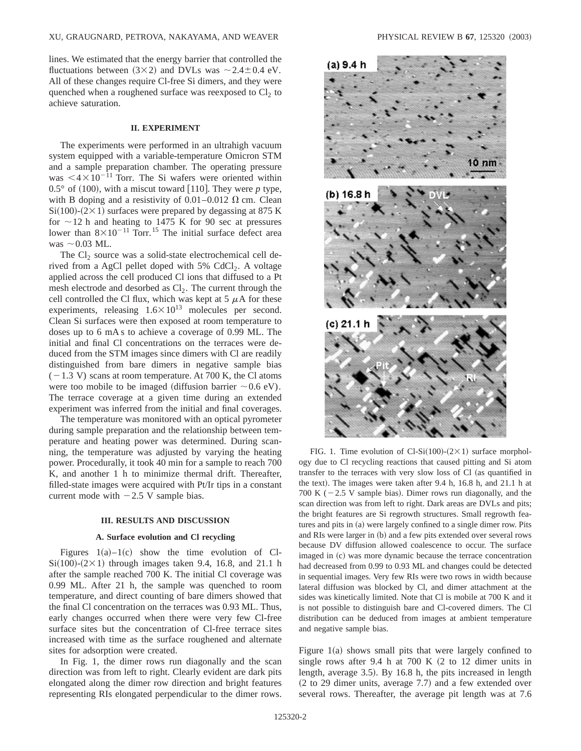lines. We estimated that the energy barrier that controlled the fluctuations between (3×2) and DVLs was ∼2.4±0.4 eV. All of these changes require Cl-free Si dimers, and they were quenched when a roughened surface was reexposed to $Cl_2$ to achieve saturation.

## II. EXPERIMENT

The experiments were performed in an ultrahigh vacuum system equipped with a variable-temperature Omicron STM and a sample preparation chamber. The operating pressure was $<4\times10^{-11}$ Torr. The Si wafers were oriented within 0.5° of (100), with a miscut toward [110]. They were *p* type, with B doping and a resistivity of 0.01–0.012 Ω cm. Clean Si(100)-(2×1) surfaces were prepared by degassing at 875 K for ∼12 h and heating to 1475 K for 90 sec at pressures lower than $8\times10^{-11}$ Torr.[15] The initial surface defect area was ∼0.03 ML.

The $Cl_2$ source was a solid-state electrochemical cell derived from a AgCl pellet doped with 5% $CdCl_2$. A voltage applied across the cell produced Cl ions that diffused to a Pt mesh electrode and desorbed as $Cl_2$. The current through the cell controlled the Cl flux, which was kept at 5 μA for these experiments, releasing $1.6\times10^{13}$ molecules per second. Clean Si surfaces were then exposed at room temperature to doses up to 6 mA s to achieve a coverage of 0.99 ML. The initial and final Cl concentrations on the terraces were deduced from the STM images since dimers with Cl are readily distinguished from bare dimers in negative sample bias (−1.3 V) scans at room temperature. At 700 K, the Cl atoms were too mobile to be imaged (diffusion barrier ∼0.6 eV). The terrace coverage at a given time during an extended experiment was inferred from the initial and final coverages.

The temperature was monitored with an optical pyrometer during sample preparation and the relationship between temperature and heating power was determined. During scanning, the temperature was adjusted by varying the heating power. Procedurally, it took 40 min for a sample to reach 700 K, and another 1 h to minimize thermal drift. Thereafter, filled-state images were acquired with Pt/Ir tips in a constant current mode with −2.5 V sample bias.

## III. RESULTS AND DISCUSSION

### A. Surface evolution and Cl recycling

Figures 1(a)–1(c) show the time evolution of Cl-Si(100)-(2×1) through images taken 9.4, 16.8, and 21.1 h after the sample reached 700 K. The initial Cl coverage was 0.99 ML. After 21 h, the sample was quenched to room temperature, and direct counting of bare dimers showed that the final Cl concentration on the terraces was 0.93 ML. Thus, early changes occurred when there were very few Cl-free surface sites but the concentration of Cl-free terrace sites increased with time as the surface roughened and alternate sites for adsorption were created.

In Fig. 1, the dimer rows run diagonally and the scan direction was from left to right. Clearly evident are dark pits elongated along the dimer row direction and bright features representing RIs elongated perpendicular to the dimer rows.

FIG. 1. Time evolution of Cl-Si(100)-(2×1) surface morphology due to Cl recycling reactions that caused pitting and Si atom transfer to the terraces with very slow loss of Cl (as quantified in the text). The images were taken after 9.4 h, 16.8 h, and 21.1 h at 700 K (−2.5 V sample bias). Dimer rows run diagonally, and the scan direction was from left to right. Dark areas are DVLs and pits; the bright features are Si regrowth structures. Small regrowth features and pits in (a) were largely confined to a single dimer row. Pits and RIs were larger in (b) and a few pits extended over several rows because DV diffusion allowed coalescence to occur. The surface imaged in (c) was more dynamic because the terrace concentration had decreased from 0.99 to 0.93 ML and changes could be detected in sequential images. Very few RIs were two rows in width because lateral diffusion was blocked by Cl, and dimer attachment at the sides was kinetically limited. Note that Cl is mobile at 700 K and it is not possible to distinguish bare and Cl-covered dimers. The Cl distribution can be deduced from images at ambient temperature and negative sample bias.

Figure 1(a) shows small pits that were largely confined to single rows after 9.4 h at 700 K (2 to 12 dimer units in length, average 3.5). By 16.8 h, the pits increased in length (2 to 29 dimer units, average 7.7) and a few extended over several rows. Thereafter, the average pit length was at 7.6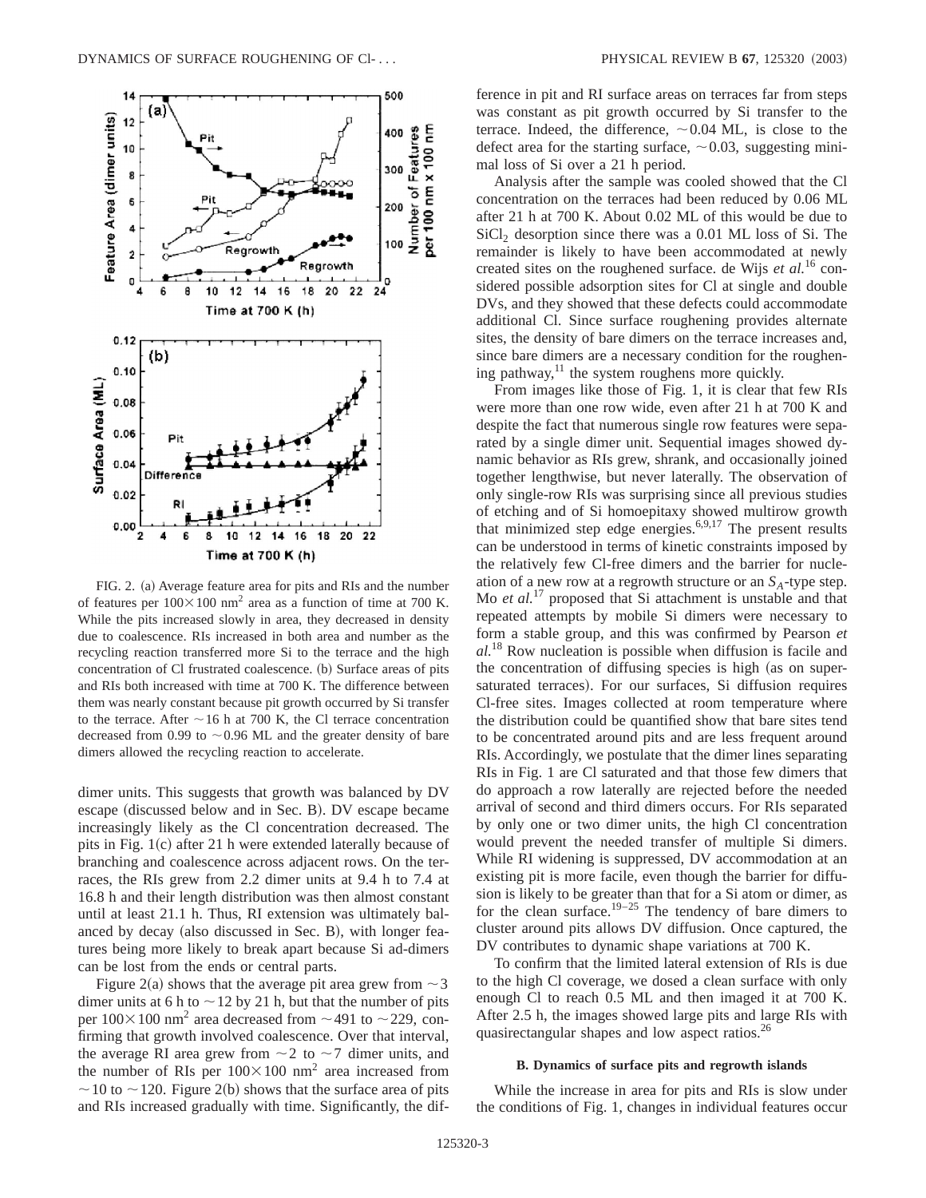FIG. 2. (a) Average feature area for pits and RIs and the number of features per $100\times100$ nm$^2$ area as a function of time at 700 K. While the pits increased slowly in area, they decreased in density due to coalescence. RIs increased in both area and number as the recycling reaction transferred more Si to the terrace and the high concentration of Cl frustrated coalescence. (b) Surface areas of pits and RIs both increased with time at 700 K. The difference between them was nearly constant because pit growth occurred by Si transfer to the terrace. After ~16 h at 700 K, the Cl terrace concentration decreased from 0.99 to ~0.96 ML and the greater density of bare dimers allowed the recycling reaction to accelerate.

dimer units. This suggests that growth was balanced by DV escape (discussed below and in Sec. B). DV escape became increasingly likely as the Cl concentration decreased. The pits in Fig. 1(c) after 21 h were extended laterally because of branching and coalescence across adjacent rows. On the terraces, the RIs grew from 2.2 dimer units at 9.4 h to 7.4 at 16.8 h and their length distribution was then almost constant until at least 21.1 h. Thus, RI extension was ultimately balanced by decay (also discussed in Sec. B), with longer features being more likely to break apart because Si ad-dimers can be lost from the ends or central parts.

Figure 2(a) shows that the average pit area grew from ~3 dimer units at 6 h to ~12 by 21 h, but that the number of pits per $100\times100$ nm$^2$ area decreased from ~491 to ~229, confirming that growth involved coalescence. Over that interval, the average RI area grew from ~2 to ~7 dimer units, and the number of RIs per $100\times100$ nm$^2$ area increased from ~10 to ~120. Figure 2(b) shows that the surface area of pits and RIs increased gradually with time. Significantly, the difference in pit and RI surface areas on terraces far from steps was constant as pit growth occurred by Si transfer to the terrace. Indeed, the difference, ~0.04 ML, is close to the defect area for the starting surface, ~0.03, suggesting minimal loss of Si over a 21 h period.

Analysis after the sample was cooled showed that the Cl concentration on the terraces had been reduced by 0.06 ML after 21 h at 700 K. About 0.02 ML of this would be due to $SiCl_2$ desorption since there was a 0.01 ML loss of Si. The remainder is likely to have been accommodated at newly created sites on the roughened surface. de Wijs *et al.*[16] considered possible adsorption sites for Cl at single and double DVs, and they showed that these defects could accommodate additional Cl. Since surface roughening provides alternate sites, the density of bare dimers on the terrace increases and, since bare dimers are a necessary condition for the roughening pathway,[11] the system roughens more quickly.

From images like those of Fig. 1, it is clear that few RIs were more than one row wide, even after 21 h at 700 K and despite the fact that numerous single row features were separated by a single dimer unit. Sequential images showed dynamic behavior as RIs grew, shrank, and occasionally joined together lengthwise, but never laterally. The observation of only single-row RIs was surprising since all previous studies of etching and of Si homoepitaxy showed multirow growth that minimized step edge energies.[6,9,17] The present results can be understood in terms of kinetic constraints imposed by the relatively few Cl-free dimers and the barrier for nucleation of a new row at a regrowth structure or an $S_A$-type step. Mo *et al.*[17] proposed that Si attachment is unstable and that repeated attempts by mobile Si dimers were necessary to form a stable group, and this was confirmed by Pearson *et al.*[18] Row nucleation is possible when diffusion is facile and the concentration of diffusing species is high (as on supersaturated terraces). For our surfaces, Si diffusion requires Cl-free sites. Images collected at room temperature where the distribution could be quantified show that bare sites tend to be concentrated around pits and are less frequent around RIs. Accordingly, we postulate that the dimer lines separating RIs in Fig. 1 are Cl saturated and that those few dimers that do approach a row laterally are rejected before the needed arrival of second and third dimers occurs. For RIs separated by only one or two dimer units, the high Cl concentration would prevent the needed transfer of multiple Si dimers. While RI widening is suppressed, DV accommodation at an existing pit is more facile, even though the barrier for diffusion is likely to be greater than that for a Si atom or dimer, as for the clean surface.[19–25] The tendency of bare dimers to cluster around pits allows DV diffusion. Once captured, the DV contributes to dynamic shape variations at 700 K.

To confirm that the limited lateral extension of RIs is due to the high Cl coverage, we dosed a clean surface with only enough Cl to reach 0.5 ML and then imaged it at 700 K. After 2.5 h, the images showed large pits and large RIs with quasirectangular shapes and low aspect ratios.[26]

### B. Dynamics of surface pits and regrowth islands

While the increase in area for pits and RIs is slow under the conditions of Fig. 1, changes in individual features occur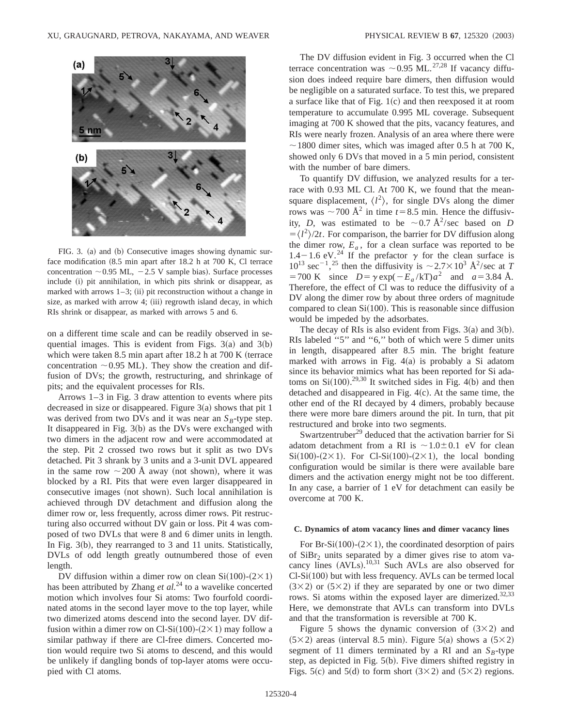FIG. 3. (a) and (b) Consecutive images showing dynamic surface modification (8.5 min apart after 18.2 h at 700 K, Cl terrace concentration ~0.95 ML, −2.5 V sample bias). Surface processes include (i) pit annihilation, in which pits shrink or disappear, as marked with arrows 1–3; (ii) pit reconstruction without a change in size, as marked with arrow 4; (iii) regrowth island decay, in which RIs shrink or disappear, as marked with arrows 5 and 6.

on a different time scale and can be readily observed in sequential images. This is evident from Figs. 3(a) and 3(b) which were taken 8.5 min apart after 18.2 h at 700 K (terrace concentration ~0.95 ML). They show the creation and diffusion of DVs; the growth, restructuring, and shrinkage of pits; and the equivalent processes for RIs.

Arrows 1–3 in Fig. 3 draw attention to events where pits decreased in size or disappeared. Figure 3(a) shows that pit 1 was derived from two DVs and it was near an $S_B$-type step. It disappeared in Fig. 3(b) as the DVs were exchanged with two dimers in the adjacent row and were accommodated at the step. Pit 2 crossed two rows but it split as two DVs detached. Pit 3 shrank by 3 units and a 3-unit DVL appeared in the same row ~200 Å away (not shown), where it was blocked by a RI. Pits that were even larger disappeared in consecutive images (not shown). Such local annihilation is achieved through DV detachment and diffusion along the dimer row or, less frequently, across dimer rows. Pit restructuring also occurred without DV gain or loss. Pit 4 was composed of two DVLs that were 8 and 6 dimer units in length. In Fig. 3(b), they rearranged to 3 and 11 units. Statistically, DVLs of odd length greatly outnumbered those of even length.

DV diffusion within a dimer row on clean Si(100)-(2×1) has been attributed by Zhang *et al.*[24] to a wavelike concerted motion which involves four Si atoms: Two fourfold coordinated atoms in the second layer move to the top layer, while two dimerized atoms descend into the second layer. DV diffusion within a dimer row on Cl-Si(100)-(2×1) may follow a similar pathway if there are Cl-free dimers. Concerted motion would require two Si atoms to descend, and this would be unlikely if dangling bonds of top-layer atoms were occupied with Cl atoms.

The DV diffusion evident in Fig. 3 occurred when the Cl terrace concentration was ~0.95 ML.[27,28] If vacancy diffusion does indeed require bare dimers, then diffusion would be negligible on a saturated surface. To test this, we prepared a surface like that of Fig. 1(c) and then reexposed it at room temperature to accumulate 0.995 ML coverage. Subsequent imaging at 700 K showed that the pits, vacancy features, and RIs were nearly frozen. Analysis of an area where there were ~1800 dimer sites, which was imaged after 0.5 h at 700 K, showed only 6 DVs that moved in a 5 min period, consistent with the number of bare dimers.

To quantify DV diffusion, we analyzed results for a terrace with 0.93 ML Cl. At 700 K, we found that the mean-square displacement, $\langle l^2 \rangle$, for single DVs along the dimer rows was ~700 Å$^2$ in time $t=8.5$ min. Hence the diffusivity, $D$, was estimated to be ~0.7 Å$^2$/sec based on $D=\langle l^2 \rangle/2t$. For comparison, the barrier for DV diffusion along the dimer row, $E_a$, for a clean surface was reported to be 1.4−1.6 eV.[24] If the prefactor $\gamma$ for the clean surface is $10^{13}$ sec$^{-1}$,[25] then the diffusivity is ~$2.7\times10^3$ Å$^2$/sec at $T=700$ K since $D=\gamma \exp(-E_a/\mathrm{kT})a^2$ and $a=3.84$ Å. Therefore, the effect of Cl was to reduce the diffusivity of a DV along the dimer row by about three orders of magnitude compared to clean Si(100). This is reasonable since diffusion would be impeded by the adsorbates.

The decay of RIs is also evident from Figs. 3(a) and 3(b). RIs labeled "5" and "6," both of which were 5 dimer units in length, disappeared after 8.5 min. The bright feature marked with arrows in Fig. 4(a) is probably a Si adatom since its behavior mimics what has been reported for Si adatoms on Si(100).[29,30] It switched sides in Fig. 4(b) and then detached and disappeared in Fig. 4(c). At the same time, the other end of the RI decayed by 4 dimers, probably because there were more bare dimers around the pit. In turn, that pit restructured and broke into two segments.

Swartzentruber[29] deduced that the activation barrier for Si adatom detachment from a RI is ~1.0±0.1 eV for clean Si(100)-(2×1). For Cl-Si(100)-(2×1), the local bonding configuration would be similar is there were available bare dimers and the activation energy might not be too different. In any case, a barrier of 1 eV for detachment can easily be overcome at 700 K.

### C. Dynamics of atom vacancy lines and dimer vacancy lines

For Br-Si(100)-(2×1), the coordinated desorption of pairs of $SiBr_2$ units separated by a dimer gives rise to atom vacancy lines (AVLs).[10,31] Such AVLs are also observed for Cl-Si(100) but with less frequency. AVLs can be termed local (3×2) or (5×2) if they are separated by one or two dimer rows. Si atoms within the exposed layer are dimerized.[32,33] Here, we demonstrate that AVLs can transform into DVLs and that the transformation is reversible at 700 K.

Figure 5 shows the dynamic conversion of (3×2) and (5×2) areas (interval 8.5 min). Figure 5(a) shows a (5×2) segment of 11 dimers terminated by a RI and an $S_B$-type step, as depicted in Fig. 5(b). Five dimers shifted registry in Figs. 5(c) and 5(d) to form short (3×2) and (5×2) regions.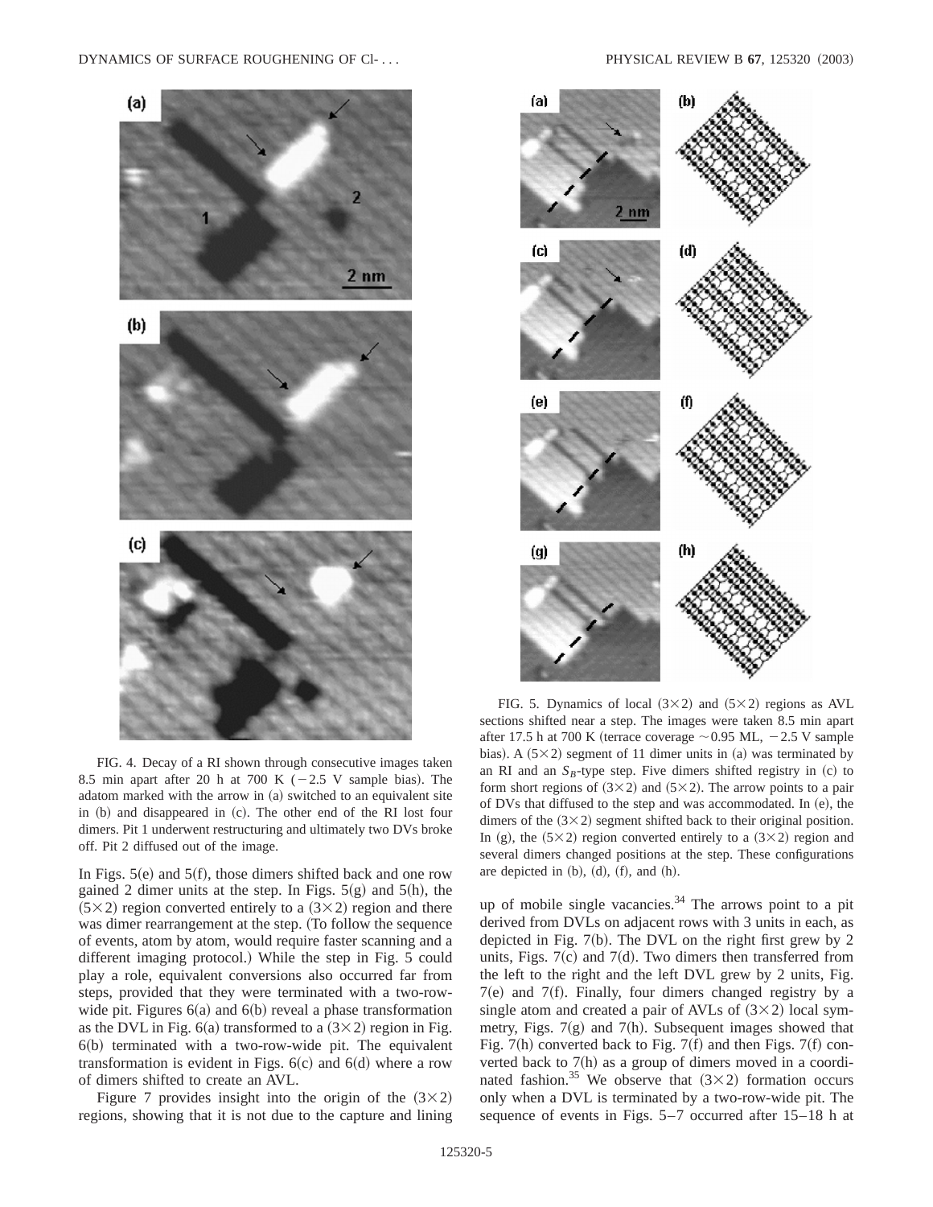FIG. 4. Decay of a RI shown through consecutive images taken 8.5 min apart after 20 h at 700 K ($-2.5$ V sample bias). The adatom marked with the arrow in (a) switched to an equivalent site in (b) and disappeared in (c). The other end of the RI lost four dimers. Pit 1 underwent restructuring and ultimately two DVs broke off. Pit 2 diffused out of the image.

FIG. 5. Dynamics of local $(3\times2)$ and $(5\times2)$ regions as AVL sections shifted near a step. The images were taken 8.5 min apart after 17.5 h at 700 K (terrace coverage $\sim$0.95 ML, $-2.5$ V sample bias). A $(5\times2)$ segment of 11 dimer units in (a) was terminated by an RI and an $S_B$-type step. Five dimers shifted registry in (c) to form short regions of $(3\times2)$ and $(5\times2)$. The arrow points to a pair of DVs that diffused to the step and was accommodated. In (e), the dimers of the $(3\times2)$ segment shifted back to their original position. In (g), the $(5\times2)$ region converted entirely to a $(3\times2)$ region and several dimers changed positions at the step. These configurations are depicted in (b), (d), (f), and (h).

In Figs. 5(e) and 5(f), those dimers shifted back and one row gained 2 dimer units at the step. In Figs. 5(g) and 5(h), the $(5\times2)$ region converted entirely to a $(3\times2)$ region and there was dimer rearrangement at the step. (To follow the sequence of events, atom by atom, would require faster scanning and a different imaging protocol.) While the step in Fig. 5 could play a role, equivalent conversions also occurred far from steps, provided that they were terminated with a two-row-wide pit. Figures 6(a) and 6(b) reveal a phase transformation as the DVL in Fig. 6(a) transformed to a $(3\times2)$ region in Fig. 6(b) terminated with a two-row-wide pit. The equivalent transformation is evident in Figs. 6(c) and 6(d) where a row of dimers shifted to create an AVL.

Figure 7 provides insight into the origin of the $(3\times2)$ regions, showing that it is not due to the capture and lining up of mobile single vacancies.[34] The arrows point to a pit derived from DVLs on adjacent rows with 3 units in each, as depicted in Fig. 7(b). The DVL on the right first grew by 2 units, Figs. 7(c) and 7(d). Two dimers then transferred from the left to the right and the left DVL grew by 2 units, Fig. 7(e) and 7(f). Finally, four dimers changed registry by a single atom and created a pair of AVLs of $(3\times2)$ local symmetry, Figs. 7(g) and 7(h). Subsequent images showed that Fig. 7(h) converted back to Fig. 7(f) and then Figs. 7(f) converted back to 7(h) as a group of dimers moved in a coordinated fashion.[35] We observe that $(3\times2)$ formation occurs only when a DVL is terminated by a two-row-wide pit. The sequence of events in Figs. 5–7 occurred after 15–18 h at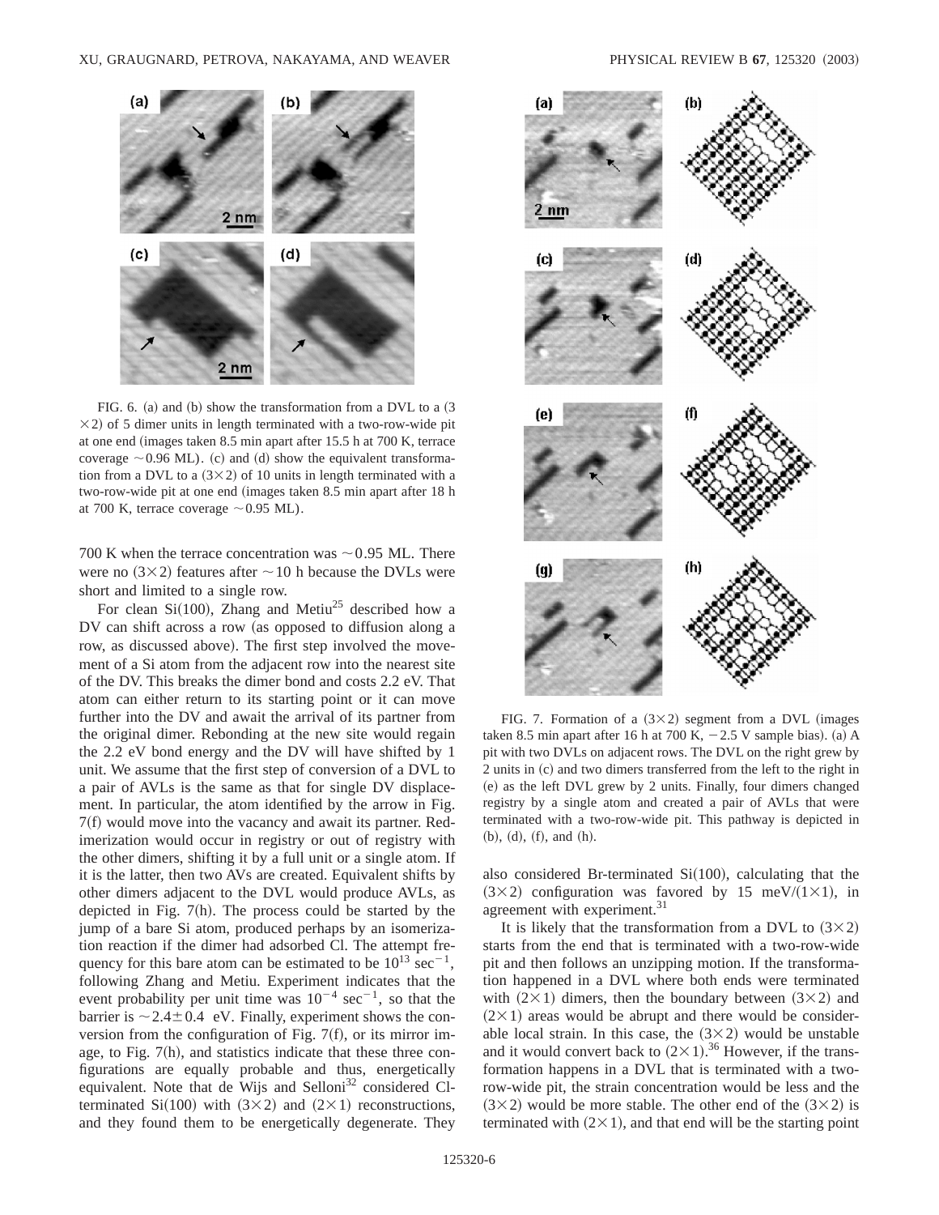FIG. 6. (a) and (b) show the transformation from a DVL to a (3×2) of 5 dimer units in length terminated with a two-row-wide pit at one end (images taken 8.5 min apart after 15.5 h at 700 K, terrace coverage ~0.96 ML). (c) and (d) show the equivalent transformation from a DVL to a (3×2) of 10 units in length terminated with a two-row-wide pit at one end (images taken 8.5 min apart after 18 h at 700 K, terrace coverage ~0.95 ML).

700 K when the terrace concentration was ~0.95 ML. There were no (3×2) features after ~10 h because the DVLs were short and limited to a single row.

For clean Si(100), Zhang and Metiu[25] described how a DV can shift across a row (as opposed to diffusion along a row, as discussed above). The first step involved the movement of a Si atom from the adjacent row into the nearest site of the DV. This breaks the dimer bond and costs 2.2 eV. That atom can either return to its starting point or it can move further into the DV and await the arrival of its partner from the original dimer. Rebonding at the new site would regain the 2.2 eV bond energy and the DV will have shifted by 1 unit. We assume that the first step of conversion of a DVL to a pair of AVLs is the same as that for single DV displacement. In particular, the atom identified by the arrow in Fig. 7(f) would move into the vacancy and await its partner. Redimerization would occur in registry or out of registry with the other dimers, shifting it by a full unit or a single atom. If it is the latter, then two AVs are created. Equivalent shifts by other dimers adjacent to the DVL would produce AVLs, as depicted in Fig. 7(h). The process could be started by the jump of a bare Si atom, produced perhaps by an isomerization reaction if the dimer had adsorbed Cl. The attempt frequency for this bare atom can be estimated to be $10^{13}$ sec$^{-1}$, following Zhang and Metiu. Experiment indicates that the event probability per unit time was $10^{-4}$ sec$^{-1}$, so that the barrier is ~$2.4\pm0.4$ eV. Finally, experiment shows the conversion from the configuration of Fig. 7(f), or its mirror image, to Fig. 7(h), and statistics indicate that these three configurations are equally probable and thus, energetically equivalent. Note that de Wijs and Selloni[32] considered Cl-terminated Si(100) with (3×2) and (2×1) reconstructions, and they found them to be energetically degenerate. They also considered Br-terminated Si(100), calculating that the (3×2) configuration was favored by 15 meV/(1×1), in agreement with experiment.[31]

FIG. 7. Formation of a (3×2) segment from a DVL (images taken 8.5 min apart after 16 h at 700 K, −2.5 V sample bias). (a) A pit with two DVLs on adjacent rows. The DVL on the right grew by 2 units in (c) and two dimers transferred from the left to the right in (e) as the left DVL grew by 2 units. Finally, four dimers changed registry by a single atom and created a pair of AVLs that were terminated with a two-row-wide pit. This pathway is depicted in (b), (d), (f), and (h).

It is likely that the transformation from a DVL to (3×2) starts from the end that is terminated with a two-row-wide pit and then follows an unzipping motion. If the transformation happened in a DVL where both ends were terminated with (2×1) dimers, then the boundary between (3×2) and (2×1) areas would be abrupt and there would be considerable local strain. In this case, the (3×2) would be unstable and it would convert back to (2×1).[36] However, if the transformation happens in a DVL that is terminated with a two-row-wide pit, the strain concentration would be less and the (3×2) would be more stable. The other end of the (3×2) is terminated with (2×1), and that end will be the starting point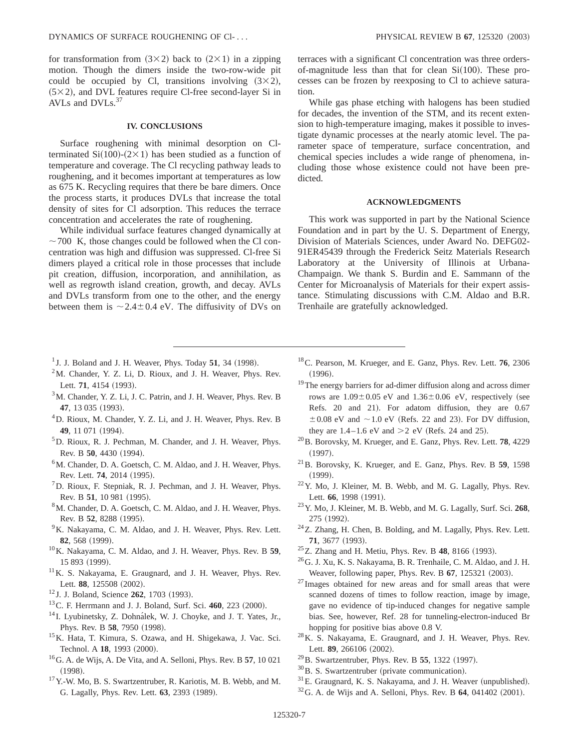for transformation from $(3\times2)$ back to $(2\times1)$ in a zipping motion. Though the dimers inside the two-row-wide pit could be occupied by Cl, transitions involving $(3\times2)$, $(5\times2)$, and DVL features require Cl-free second-layer Si in AVLs and DVLs.[37]

## IV. CONCLUSIONS

Surface roughening with minimal desorption on Cl-terminated Si(100)-$(2\times1)$ has been studied as a function of temperature and coverage. The Cl recycling pathway leads to roughening, and it becomes important at temperatures as low as 675 K. Recycling requires that there be bare dimers. Once the process starts, it produces DVLs that increase the total density of sites for Cl adsorption. This reduces the terrace concentration and accelerates the rate of roughening.

While individual surface features changed dynamically at $\sim$700 K, those changes could be followed when the Cl concentration was high and diffusion was suppressed. Cl-free Si dimers played a critical role in those processes that include pit creation, diffusion, incorporation, and annihilation, as well as regrowth island creation, growth, and decay. AVLs and DVLs transform from one to the other, and the energy between them is $\sim 2.4\pm0.4$ eV. The diffusivity of DVs on terraces with a significant Cl concentration was three orders-of-magnitude less than that for clean Si(100). These processes can be frozen by reexposing to Cl to achieve saturation.

While gas phase etching with halogens has been studied for decades, the invention of the STM, and its recent extension to high-temperature imaging, makes it possible to investigate dynamic processes at the nearly atomic level. The parameter space of temperature, surface concentration, and chemical species includes a wide range of phenomena, including those whose existence could not have been predicted.

## ACKNOWLEDGMENTS

This work was supported in part by the National Science Foundation and in part by the U. S. Department of Energy, Division of Materials Sciences, under Award No. DEFG02-91ER45439 through the Frederick Seitz Materials Research Laboratory at the University of Illinois at Urbana-Champaign. We thank S. Burdin and E. Sammann of the Center for Microanalysis of Materials for their expert assistance. Stimulating discussions with C.M. Aldao and B.R. Trenhaile are gratefully acknowledged.

---

[1] J. J. Boland and J. H. Weaver, Phys. Today **51**, 34 (1998).

[2] M. Chander, Y. Z. Li, D. Rioux, and J. H. Weaver, Phys. Rev. Lett. **71**, 4154 (1993).

[3] M. Chander, Y. Z. Li, J. C. Patrin, and J. H. Weaver, Phys. Rev. B **47**, 13 035 (1993).

[4] D. Rioux, M. Chander, Y. Z. Li, and J. H. Weaver, Phys. Rev. B **49**, 11 071 (1994).

[5] D. Rioux, R. J. Pechman, M. Chander, and J. H. Weaver, Phys. Rev. B **50**, 4430 (1994).

[6] M. Chander, D. A. Goetsch, C. M. Aldao, and J. H. Weaver, Phys. Rev. Lett. **74**, 2014 (1995).

[7] D. Rioux, F. Stepniak, R. J. Pechman, and J. H. Weaver, Phys. Rev. B **51**, 10 981 (1995).

[8] M. Chander, D. A. Goetsch, C. M. Aldao, and J. H. Weaver, Phys. Rev. B **52**, 8288 (1995).

[9] K. Nakayama, C. M. Aldao, and J. H. Weaver, Phys. Rev. Lett. **82**, 568 (1999).

[10] K. Nakayama, C. M. Aldao, and J. H. Weaver, Phys. Rev. B **59**, 15 893 (1999).

[11] K. S. Nakayama, E. Graugnard, and J. H. Weaver, Phys. Rev. Lett. **88**, 125508 (2002).

[12] J. J. Boland, Science **262**, 1703 (1993).

[13] C. F. Herrmann and J. J. Boland, Surf. Sci. **460**, 223 (2000).

[14] I. Lyubinetsky, Z. Dohnálek, W. J. Choyke, and J. T. Yates, Jr., Phys. Rev. B **58**, 7950 (1998).

[15] K. Hata, T. Kimura, S. Ozawa, and H. Shigekawa, J. Vac. Sci. Technol. A **18**, 1993 (2000).

[16] G. A. de Wijs, A. De Vita, and A. Selloni, Phys. Rev. B **57**, 10 021 (1998).

[17] Y.-W. Mo, B. S. Swartzentruber, R. Kariotis, M. B. Webb, and M. G. Lagally, Phys. Rev. Lett. **63**, 2393 (1989).

[18] C. Pearson, M. Krueger, and E. Ganz, Phys. Rev. Lett. **76**, 2306 (1996).

[19] The energy barriers for ad-dimer diffusion along and across dimer rows are $1.09\pm0.05$ eV and $1.36\pm0.06$ eV, respectively (see Refs. 20 and 21). For adatom diffusion, they are 0.67 $\pm0.08$ eV and $\sim$1.0 eV (Refs. 22 and 23). For DV diffusion, they are 1.4–1.6 eV and $>$2 eV (Refs. 24 and 25).

[20] B. Borovsky, M. Krueger, and E. Ganz, Phys. Rev. Lett. **78**, 4229 (1997).

[21] B. Borovsky, K. Krueger, and E. Ganz, Phys. Rev. B **59**, 1598 (1999).

[22] Y. Mo, J. Kleiner, M. B. Webb, and M. G. Lagally, Phys. Rev. Lett. **66**, 1998 (1991).

[23] Y. Mo, J. Kleiner, M. B. Webb, and M. G. Lagally, Surf. Sci. **268**, 275 (1992).

[24] Z. Zhang, H. Chen, B. Bolding, and M. Lagally, Phys. Rev. Lett. **71**, 3677 (1993).

[25] Z. Zhang and H. Metiu, Phys. Rev. B **48**, 8166 (1993).

[26] G. J. Xu, K. S. Nakayama, B. R. Trenhaile, C. M. Aldao, and J. H. Weaver, following paper, Phys. Rev. B **67**, 125321 (2003).

[27] Images obtained for new areas and for small areas that were scanned dozens of times to follow reaction, image by image, gave no evidence of tip-induced changes for negative sample bias. See, however, Ref. 28 for tunneling-electron-induced Br hopping for positive bias above 0.8 V.

[28] K. S. Nakayama, E. Graugnard, and J. H. Weaver, Phys. Rev. Lett. **89**, 266106 (2002).

[29] B. Swartzentruber, Phys. Rev. B **55**, 1322 (1997).

[30] B. S. Swartzentruber (private communication).

[31] E. Graugnard, K. S. Nakayama, and J. H. Weaver (unpublished).

[32] G. A. de Wijs and A. Selloni, Phys. Rev. B **64**, 041402 (2001).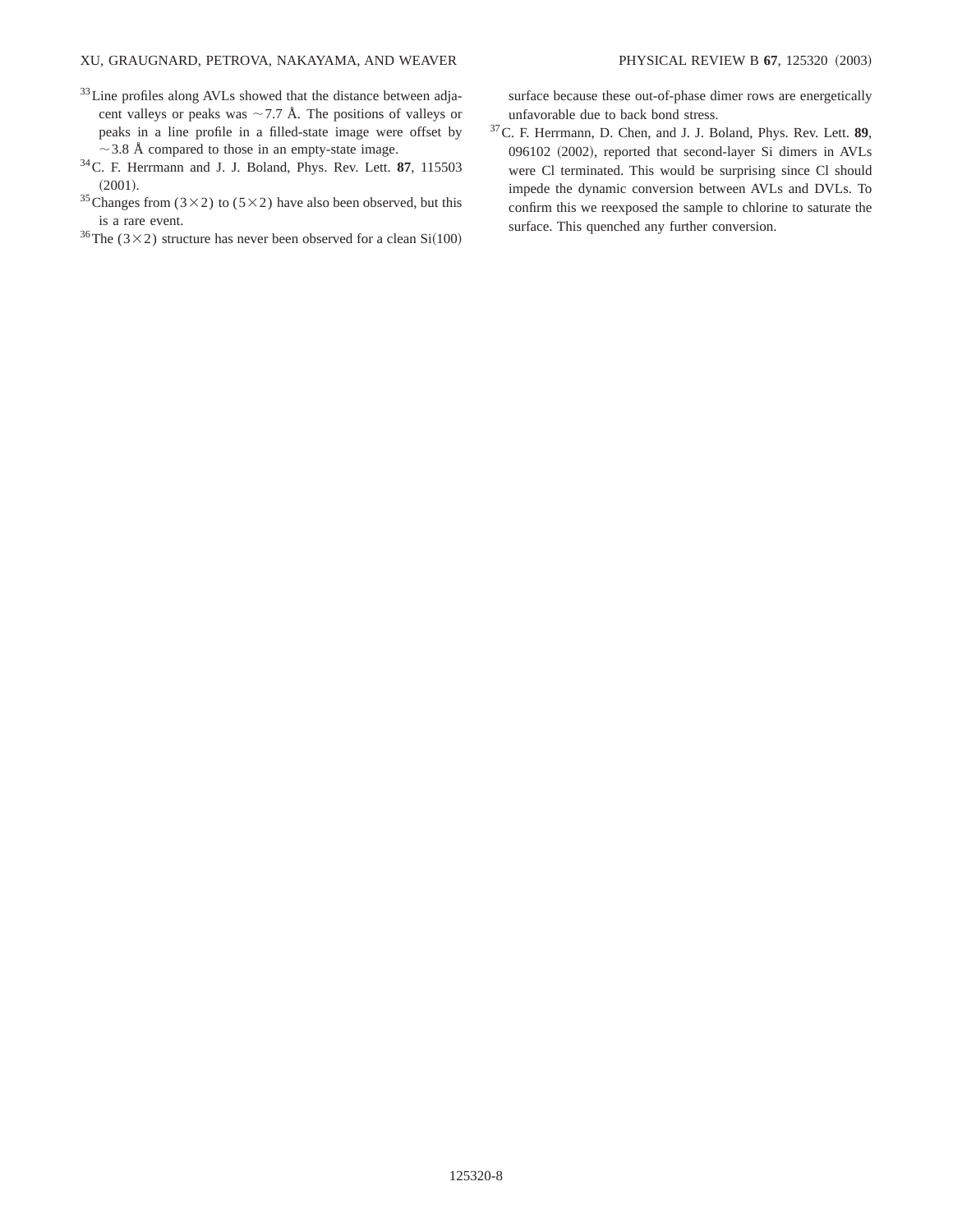[33] Line profiles along AVLs showed that the distance between adjacent valleys or peaks was ~7.7 Å. The positions of valleys or peaks in a line profile in a filled-state image were offset by ~3.8 Å compared to those in an empty-state image.

[34] C. F. Herrmann and J. J. Boland, Phys. Rev. Lett. **87**, 115503 (2001).

[35] Changes from $(3\times2)$ to $(5\times2)$ have also been observed, but this is a rare event.

[36] The $(3\times2)$ structure has never been observed for a clean Si(100) surface because these out-of-phase dimer rows are energetically unfavorable due to back bond stress.

[37] C. F. Herrmann, D. Chen, and J. J. Boland, Phys. Rev. Lett. **89**, 096102 (2002), reported that second-layer Si dimers in AVLs were Cl terminated. This would be surprising since Cl should impede the dynamic conversion between AVLs and DVLs. To confirm this we reexposed the sample to chlorine to saturate the surface. This quenched any further conversion.